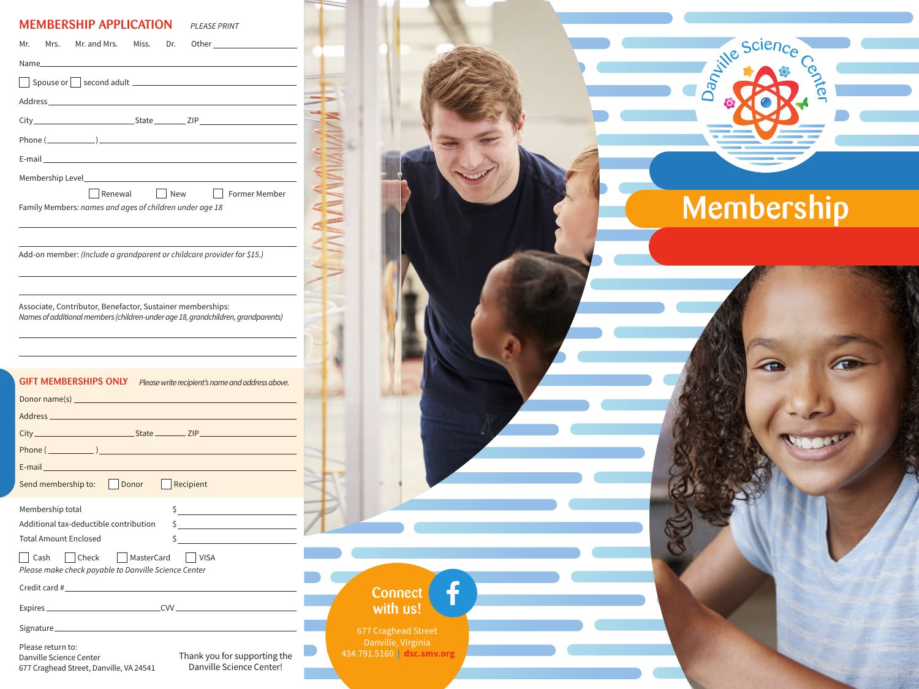## MEMBERSHIP APPLICATION

*PLEASE PRINT*

Mr.  Mrs.  Mr. and Mrs.  Miss.  Dr.  Other ____________

Name ____________

☐ Spouse or ☐ second adult ____________

Address ____________

City ____________ State ______ ZIP ____________

Phone (______) ____________

E-mail ____________

Membership Level ____________

☐ Renewal  ☐ New  ☐ Former Member

Family Members: *names and ages of children under age 18*

____________

____________

Add-on member: *(Include a grandparent or childcare provider for $15.)*

____________

____________

Associate, Contributor, Benefactor, Sustainer memberships:
*Names of additional members (children-under age 18, grandchildren, grandparents)*

____________

____________

### GIFT MEMBERSHIPS ONLY

*Please write recipient's name and address above.*

Donor name(s) ____________

Address ____________

City ____________ State ______ ZIP ____________

Phone (______) ____________

E-mail ____________

Send membership to: ☐ Donor ☐ Recipient

Membership total $ ____________

Additional tax-deductible contribution $ ____________

Total Amount Enclosed $ ____________

☐ Cash ☐ Check ☐ MasterCard ☐ VISA

*Please make check payable to Danville Science Center*

Credit card # ____________

Expires ____________ CVV ____________

Signature ____________

Please return to:
Danville Science Center
677 Craghead Street, Danville, VA 24541

Thank you for supporting the Danville Science Center!

# Danville Science Center

# Membership

**Connect with us!**

677 Craghead Street
Danville, Virginia
434.791.5160 | **dsc.smv.org**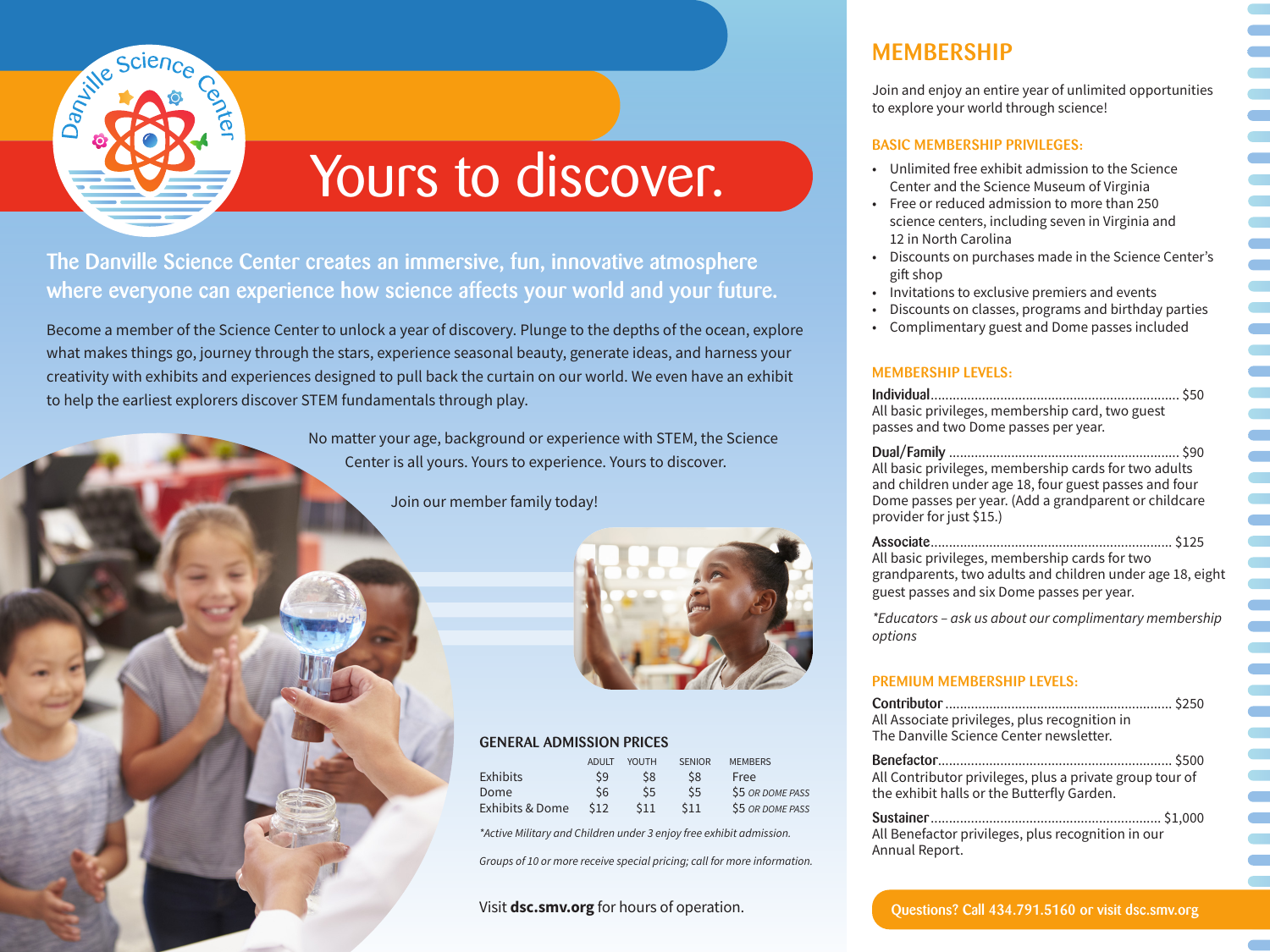# Yours to discover.

Danville Science Center

## The Danville Science Center creates an immersive, fun, innovative atmosphere where everyone can experience how science affects your world and your future.

Become a member of the Science Center to unlock a year of discovery. Plunge to the depths of the ocean, explore what makes things go, journey through the stars, experience seasonal beauty, generate ideas, and harness your creativity with exhibits and experiences designed to pull back the curtain on our world. We even have an exhibit to help the earliest explorers discover STEM fundamentals through play.

No matter your age, background or experience with STEM, the Science Center is all yours. Yours to experience. Yours to discover.

Join our member family today!

### GENERAL ADMISSION PRICES

| | ADULT | YOUTH | SENIOR | MEMBERS |
|---|---|---|---|---|
| Exhibits | $9 | $8 | $8 | Free |
| Dome | $6 | $5 | $5 | $5 *OR DOME PASS* |
| Exhibits & Dome | $12 | $11 | $11 | $5 *OR DOME PASS* |

*\*Active Military and Children under 3 enjoy free exhibit admission.*

*Groups of 10 or more receive special pricing; call for more information.*

Visit **dsc.smv.org** for hours of operation.

## MEMBERSHIP

Join and enjoy an entire year of unlimited opportunities to explore your world through science!

### BASIC MEMBERSHIP PRIVILEGES:

- Unlimited free exhibit admission to the Science Center and the Science Museum of Virginia
- Free or reduced admission to more than 250 science centers, including seven in Virginia and 12 in North Carolina
- Discounts on purchases made in the Science Center's gift shop
- Invitations to exclusive premiers and events
- Discounts on classes, programs and birthday parties
- Complimentary guest and Dome passes included

### MEMBERSHIP LEVELS:

**Individual**.......... $50
All basic privileges, membership card, two guest passes and two Dome passes per year.

**Dual/Family**.......... $90
All basic privileges, membership cards for two adults and children under age 18, four guest passes and four Dome passes per year. (Add a grandparent or childcare provider for just $15.)

**Associate**.......... $125
All basic privileges, membership cards for two grandparents, two adults and children under age 18, eight guest passes and six Dome passes per year.

*\*Educators – ask us about our complimentary membership options*

### PREMIUM MEMBERSHIP LEVELS:

**Contributor**.......... $250
All Associate privileges, plus recognition in The Danville Science Center newsletter.

**Benefactor**.......... $500
All Contributor privileges, plus a private group tour of the exhibit halls or the Butterfly Garden.

**Sustainer**.......... $1,000
All Benefactor privileges, plus recognition in our Annual Report.

Questions? Call 434.791.5160 or visit dsc.smv.org